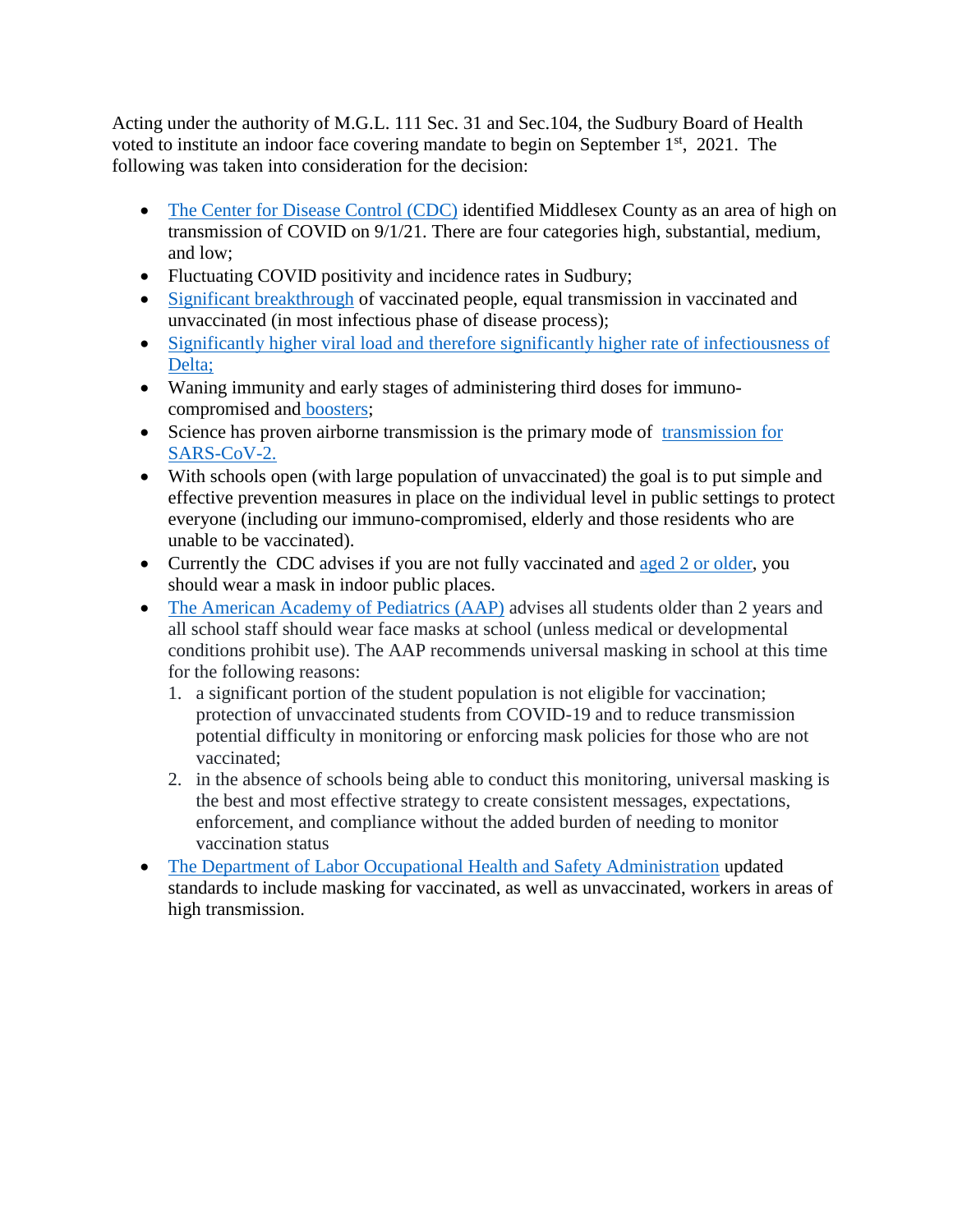Acting under the authority of M.G.L. 111 Sec. 31 and Sec.104, the Sudbury Board of Health voted to institute an indoor face covering mandate to begin on September 1st, 2021. The following was taken into consideration for the decision:

- The Center for Disease Control (CDC) identified Middlesex County as an area of high on transmission of COVID on 9/1/21. There are four categories high, substantial, medium, and low;
- Fluctuating COVID positivity and incidence rates in Sudbury;
- Significant breakthrough of vaccinated people, equal transmission in vaccinated and unvaccinated (in most infectious phase of disease process);
- Significantly higher viral load and therefore significantly higher rate of infectiousness of Delta;
- Waning immunity and early stages of administering third doses for immuno-compromised and boosters;
- Science has proven airborne transmission is the primary mode of transmission for SARS-CoV-2.
- With schools open (with large population of unvaccinated) the goal is to put simple and effective prevention measures in place on the individual level in public settings to protect everyone (including our immuno-compromised, elderly and those residents who are unable to be vaccinated).
- Currently the CDC advises if you are not fully vaccinated and aged 2 or older, you should wear a mask in indoor public places.
- The American Academy of Pediatrics (AAP) advises all students older than 2 years and all school staff should wear face masks at school (unless medical or developmental conditions prohibit use). The AAP recommends universal masking in school at this time for the following reasons:
  1. a significant portion of the student population is not eligible for vaccination; protection of unvaccinated students from COVID-19 and to reduce transmission potential difficulty in monitoring or enforcing mask policies for those who are not vaccinated;
  2. in the absence of schools being able to conduct this monitoring, universal masking is the best and most effective strategy to create consistent messages, expectations, enforcement, and compliance without the added burden of needing to monitor vaccination status
- The Department of Labor Occupational Health and Safety Administration updated standards to include masking for vaccinated, as well as unvaccinated, workers in areas of high transmission.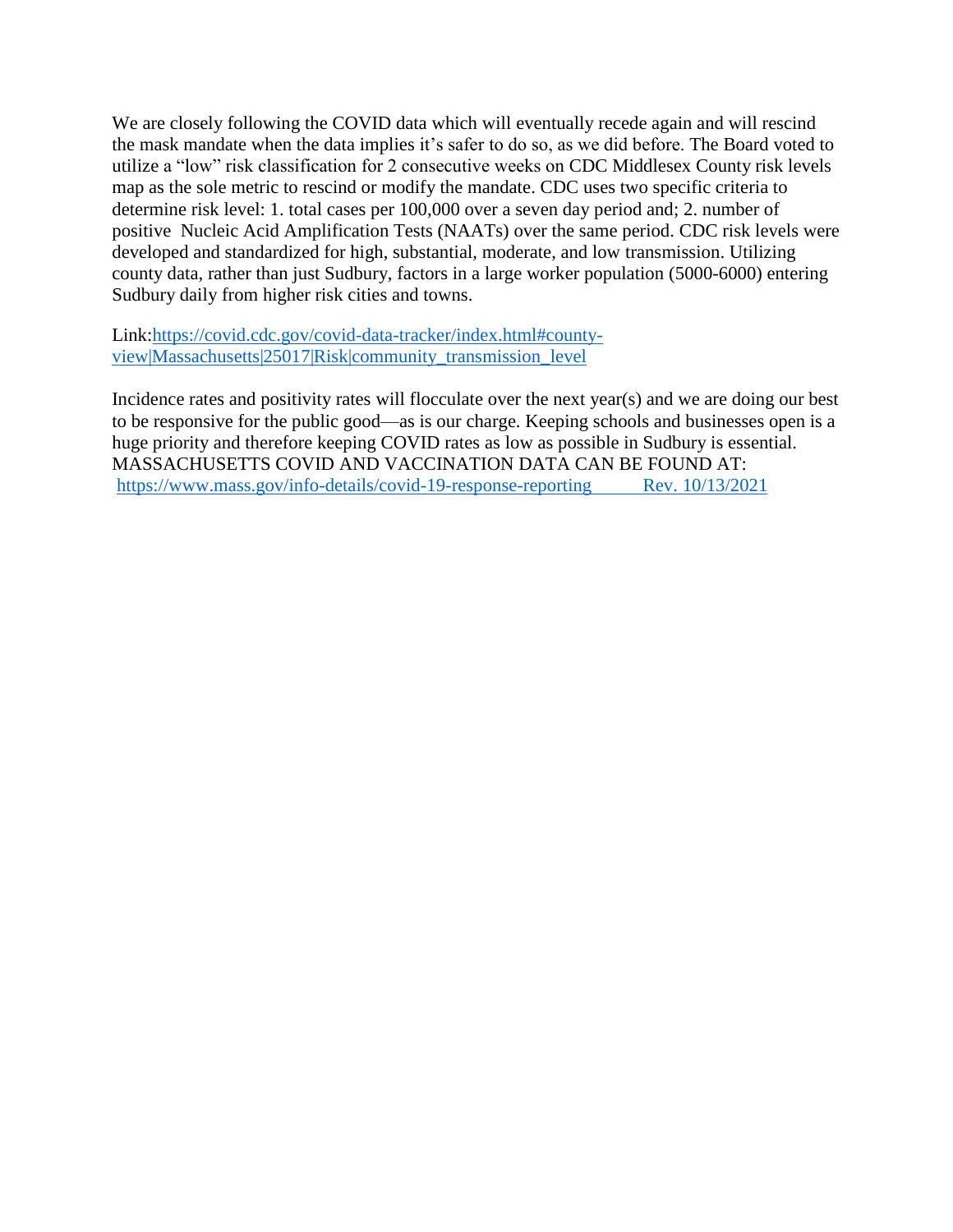We are closely following the COVID data which will eventually recede again and will rescind the mask mandate when the data implies it's safer to do so, as we did before. The Board voted to utilize a "low" risk classification for 2 consecutive weeks on CDC Middlesex County risk levels map as the sole metric to rescind or modify the mandate. CDC uses two specific criteria to determine risk level: 1. total cases per 100,000 over a seven day period and; 2. number of positive Nucleic Acid Amplification Tests (NAATs) over the same period. CDC risk levels were developed and standardized for high, substantial, moderate, and low transmission. Utilizing county data, rather than just Sudbury, factors in a large worker population (5000-6000) entering Sudbury daily from higher risk cities and towns.

Link:https://covid.cdc.gov/covid-data-tracker/index.html#county-view|Massachusetts|25017|Risk|community_transmission_level

Incidence rates and positivity rates will flocculate over the next year(s) and we are doing our best to be responsive for the public good—as is our charge. Keeping schools and businesses open is a huge priority and therefore keeping COVID rates as low as possible in Sudbury is essential.
MASSACHUSETTS COVID AND VACCINATION DATA CAN BE FOUND AT:
https://www.mass.gov/info-details/covid-19-response-reporting Rev. 10/13/2021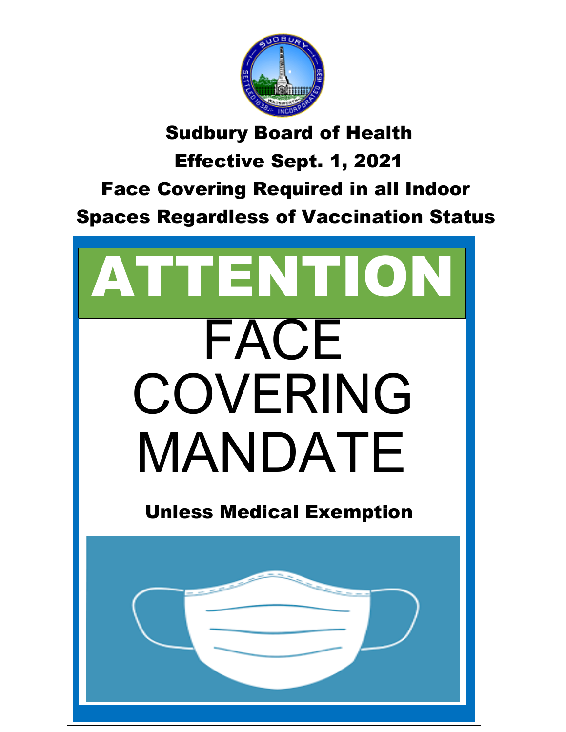# Sudbury Board of Health

## Effective Sept. 1, 2021

## Face Covering Required in all Indoor Spaces Regardless of Vaccination Status

# ATTENTION

# FACE COVERING MANDATE

**Unless Medical Exemption**